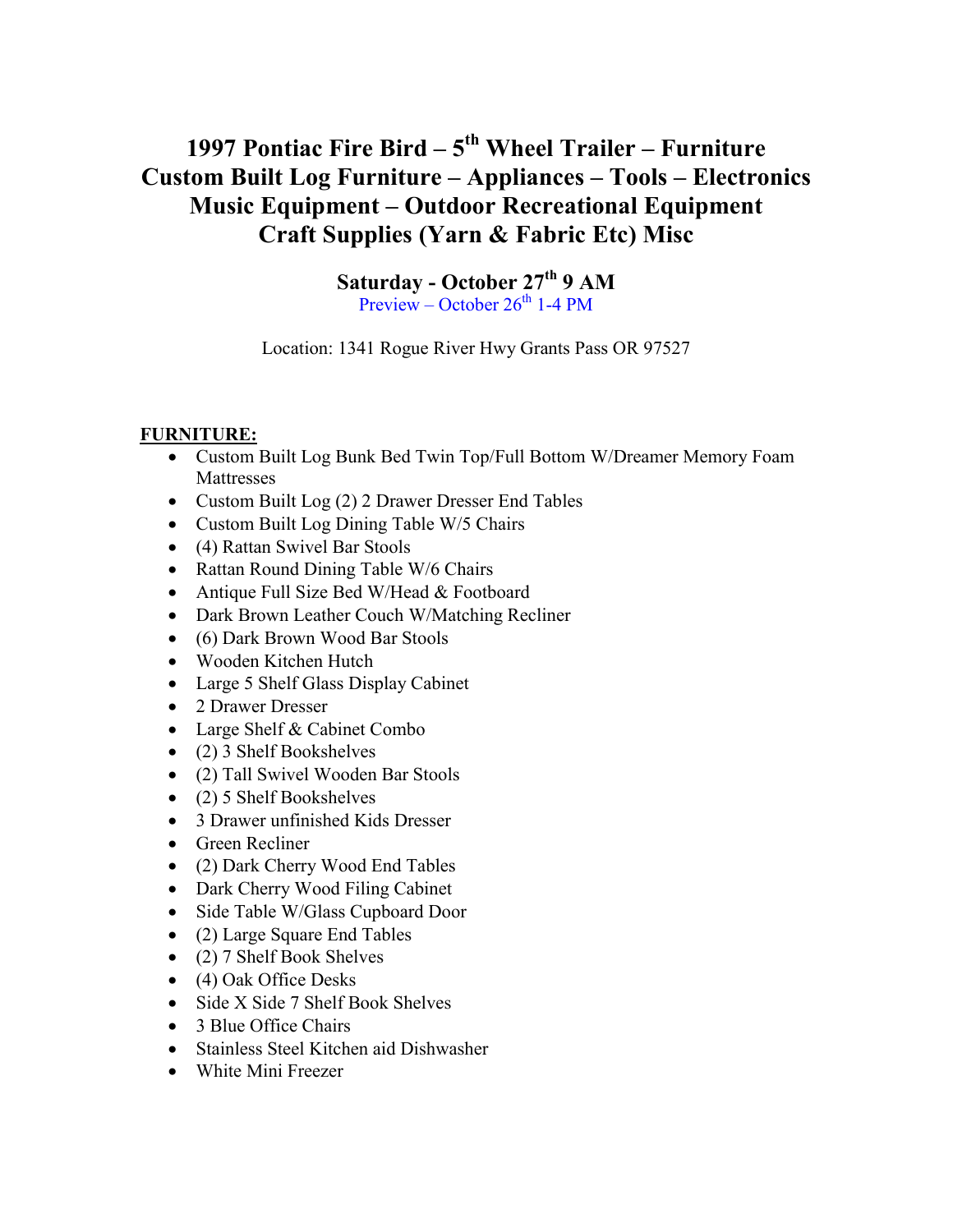# 1997 Pontiac Fire Bird – 5th Wheel Trailer – Furniture Custom Built Log Furniture – Appliances – Tools – Electronics Music Equipment – Outdoor Recreational Equipment Craft Supplies (Yarn & Fabric Etc) Misc

## Saturday - October 27th 9 AM

Preview – October 26th 1-4 PM

Location: 1341 Rogue River Hwy Grants Pass OR 97527

**FURNITURE:**

- Custom Built Log Bunk Bed Twin Top/Full Bottom W/Dreamer Memory Foam Mattresses
- Custom Built Log (2) 2 Drawer Dresser End Tables
- Custom Built Log Dining Table W/5 Chairs
- (4) Rattan Swivel Bar Stools
- Rattan Round Dining Table W/6 Chairs
- Antique Full Size Bed W/Head & Footboard
- Dark Brown Leather Couch W/Matching Recliner
- (6) Dark Brown Wood Bar Stools
- Wooden Kitchen Hutch
- Large 5 Shelf Glass Display Cabinet
- 2 Drawer Dresser
- Large Shelf & Cabinet Combo
- (2) 3 Shelf Bookshelves
- (2) Tall Swivel Wooden Bar Stools
- (2) 5 Shelf Bookshelves
- 3 Drawer unfinished Kids Dresser
- Green Recliner
- (2) Dark Cherry Wood End Tables
- Dark Cherry Wood Filing Cabinet
- Side Table W/Glass Cupboard Door
- (2) Large Square End Tables
- (2) 7 Shelf Book Shelves
- (4) Oak Office Desks
- Side X Side 7 Shelf Book Shelves
- 3 Blue Office Chairs
- Stainless Steel Kitchen aid Dishwasher
- White Mini Freezer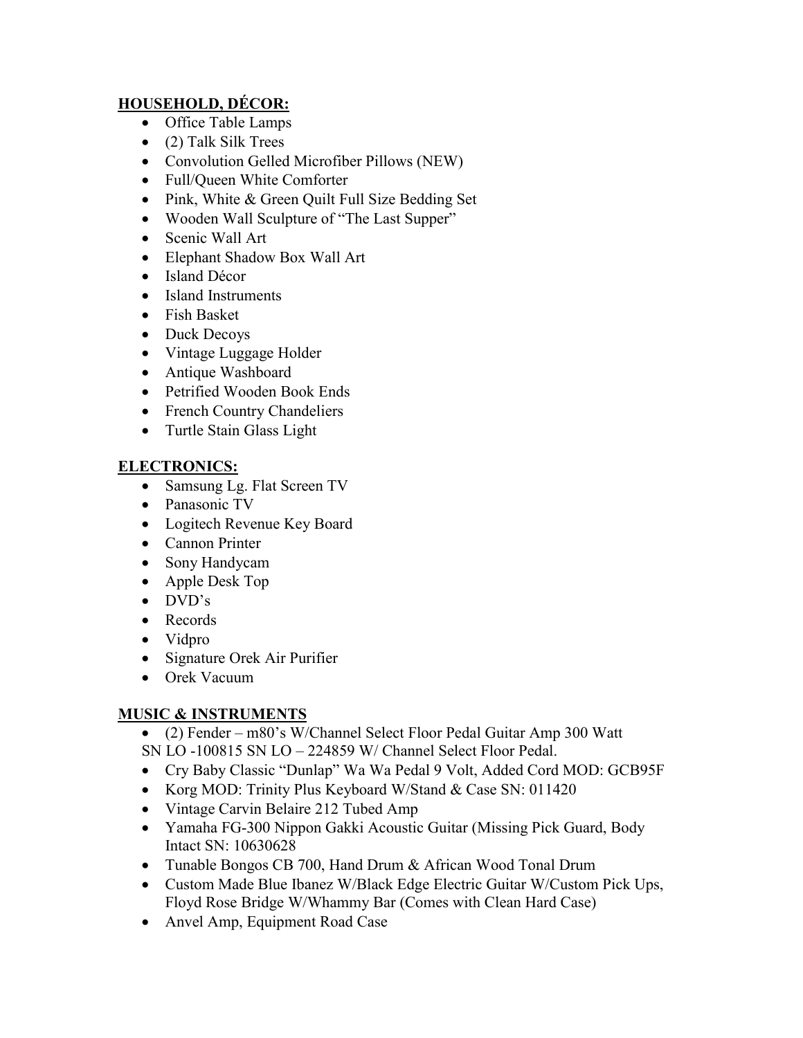**HOUSEHOLD, DÉCOR:**

- Office Table Lamps
- (2) Talk Silk Trees
- Convolution Gelled Microfiber Pillows (NEW)
- Full/Queen White Comforter
- Pink, White & Green Quilt Full Size Bedding Set
- Wooden Wall Sculpture of "The Last Supper"
- Scenic Wall Art
- Elephant Shadow Box Wall Art
- Island Décor
- Island Instruments
- Fish Basket
- Duck Decoys
- Vintage Luggage Holder
- Antique Washboard
- Petrified Wooden Book Ends
- French Country Chandeliers
- Turtle Stain Glass Light

**ELECTRONICS:**

- Samsung Lg. Flat Screen TV
- Panasonic TV
- Logitech Revenue Key Board
- Cannon Printer
- Sony Handycam
- Apple Desk Top
- DVD's
- Records
- Vidpro
- Signature Orek Air Purifier
- Orek Vacuum

**MUSIC & INSTRUMENTS**

- (2) Fender – m80's W/Channel Select Floor Pedal Guitar Amp 300 Watt SN LO -100815 SN LO – 224859 W/ Channel Select Floor Pedal.
- Cry Baby Classic "Dunlap" Wa Wa Pedal 9 Volt, Added Cord MOD: GCB95F
- Korg MOD: Trinity Plus Keyboard W/Stand & Case SN: 011420
- Vintage Carvin Belaire 212 Tubed Amp
- Yamaha FG-300 Nippon Gakki Acoustic Guitar (Missing Pick Guard, Body Intact SN: 10630628
- Tunable Bongos CB 700, Hand Drum & African Wood Tonal Drum
- Custom Made Blue Ibanez W/Black Edge Electric Guitar W/Custom Pick Ups, Floyd Rose Bridge W/Whammy Bar (Comes with Clean Hard Case)
- Anvel Amp, Equipment Road Case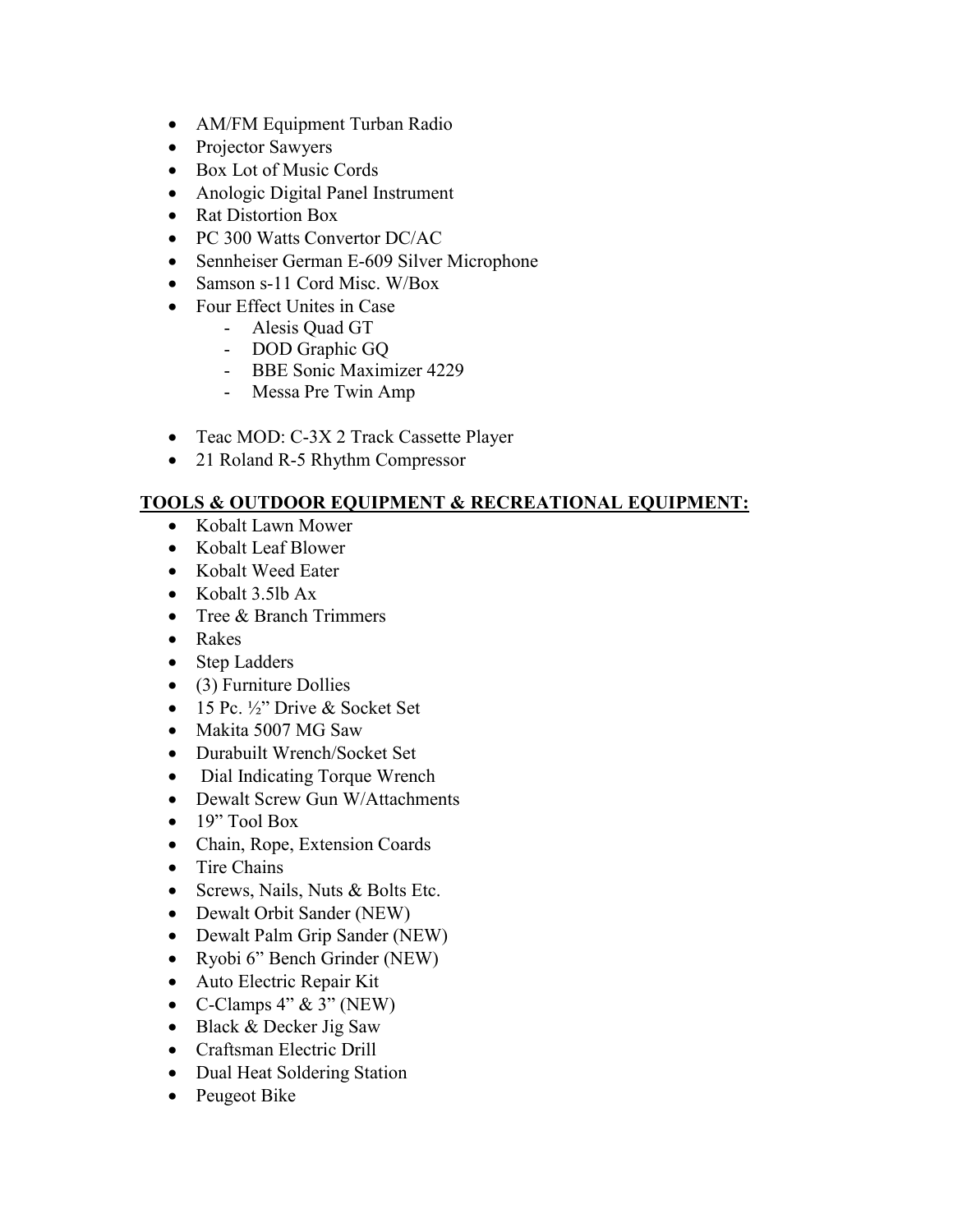- AM/FM Equipment Turban Radio
- Projector Sawyers
- Box Lot of Music Cords
- Anologic Digital Panel Instrument
- Rat Distortion Box
- PC 300 Watts Convertor DC/AC
- Sennheiser German E-609 Silver Microphone
- Samson s-11 Cord Misc. W/Box
- Four Effect Unites in Case
    - Alesis Quad GT
    - DOD Graphic GQ
    - BBE Sonic Maximizer 4229
    - Messa Pre Twin Amp

- Teac MOD: C-3X 2 Track Cassette Player
- 21 Roland R-5 Rhythm Compressor

**TOOLS & OUTDOOR EQUIPMENT & RECREATIONAL EQUIPMENT:**

- Kobalt Lawn Mower
- Kobalt Leaf Blower
- Kobalt Weed Eater
- Kobalt 3.5lb Ax
- Tree & Branch Trimmers
- Rakes
- Step Ladders
- (3) Furniture Dollies
- 15 Pc. ½" Drive & Socket Set
- Makita 5007 MG Saw
- Durabuilt Wrench/Socket Set
- Dial Indicating Torque Wrench
- Dewalt Screw Gun W/Attachments
- 19" Tool Box
- Chain, Rope, Extension Coards
- Tire Chains
- Screws, Nails, Nuts & Bolts Etc.
- Dewalt Orbit Sander (NEW)
- Dewalt Palm Grip Sander (NEW)
- Ryobi 6" Bench Grinder (NEW)
- Auto Electric Repair Kit
- C-Clamps 4" & 3" (NEW)
- Black & Decker Jig Saw
- Craftsman Electric Drill
- Dual Heat Soldering Station
- Peugeot Bike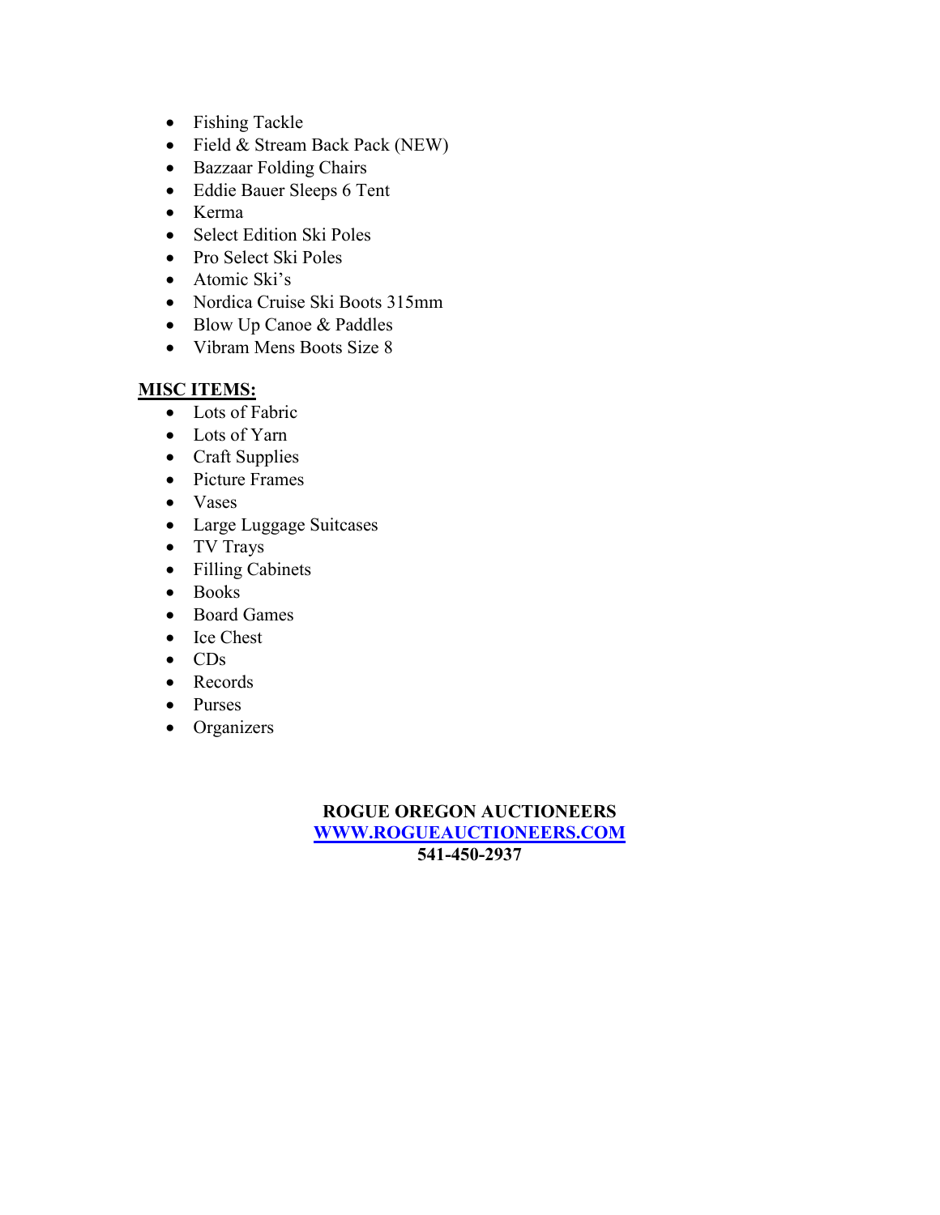- Fishing Tackle
- Field & Stream Back Pack (NEW)
- Bazzaar Folding Chairs
- Eddie Bauer Sleeps 6 Tent
- Kerma
- Select Edition Ski Poles
- Pro Select Ski Poles
- Atomic Ski's
- Nordica Cruise Ski Boots 315mm
- Blow Up Canoe & Paddles
- Vibram Mens Boots Size 8

**MISC ITEMS:**

- Lots of Fabric
- Lots of Yarn
- Craft Supplies
- Picture Frames
- Vases
- Large Luggage Suitcases
- TV Trays
- Filling Cabinets
- Books
- Board Games
- Ice Chest
- CDs
- Records
- Purses
- Organizers

**ROGUE OREGON AUCTIONEERS**
**WWW.ROGUEAUCTIONEERS.COM**
**541-450-2937**